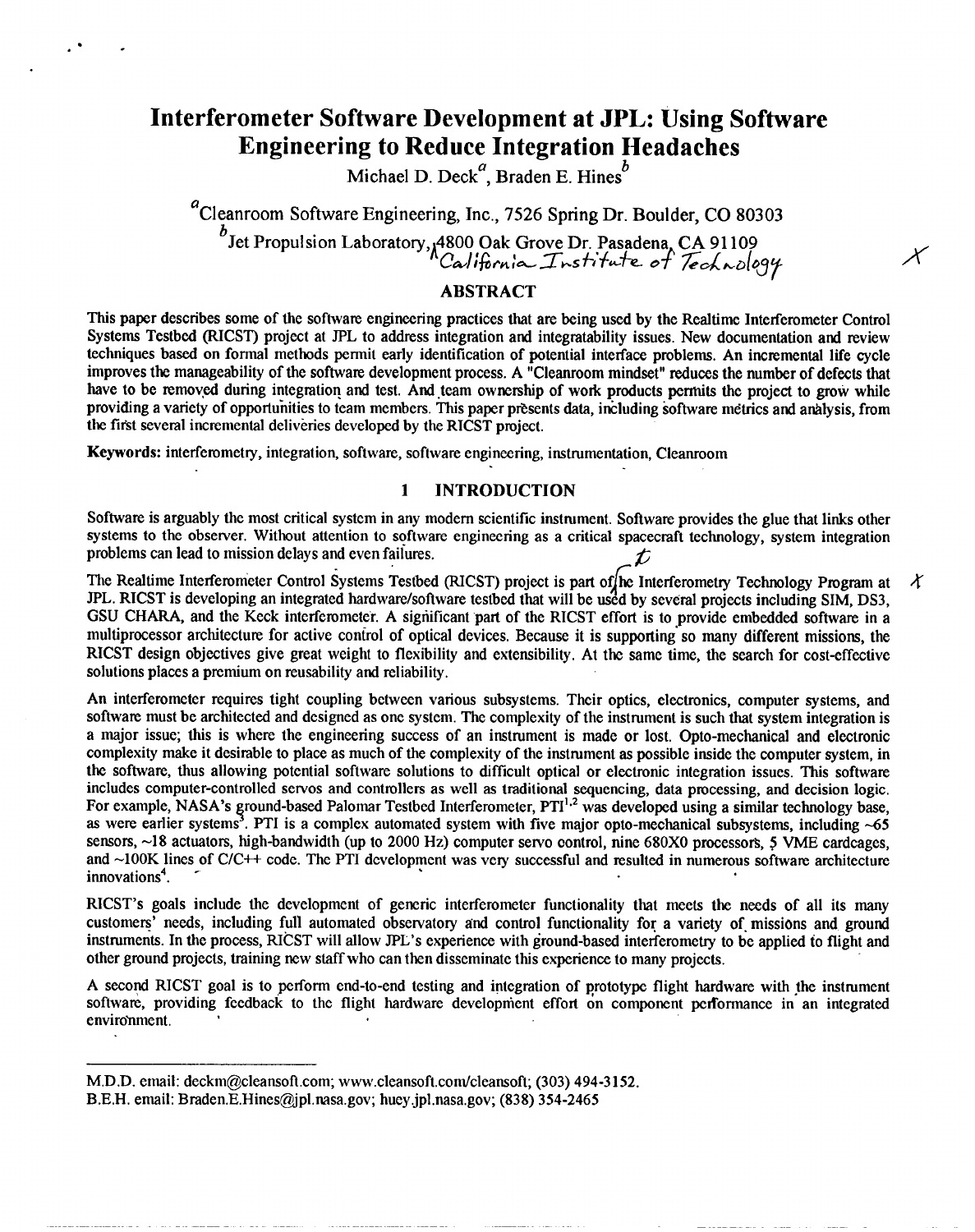# Interferometer Software Development at JPL: Using Software Engineering to Reduce Integration Headaches

Michael D. Deck[a], Braden E. Hines[b]

[a]Cleanroom Software Engineering, Inc., 7526 Spring Dr. Boulder, CO 80303

[b]Jet Propulsion Laboratory, 4800 Oak Grove Dr. Pasadena, CA 91109
California Institute of Technology

## ABSTRACT

This paper describes some of the software engineering practices that are being used by the Realtime Interferometer Control Systems Testbed (RICST) project at JPL to address integration and integratability issues. New documentation and review techniques based on formal methods permit early identification of potential interface problems. An incremental life cycle improves the manageability of the software development process. A "Cleanroom mindset" reduces the number of defects that have to be removed during integration and test. And team ownership of work products permits the project to grow while providing a variety of opportunities to team members. This paper presents data, including software metrics and analysis, from the first several incremental deliveries developed by the RICST project.

**Keywords:** interferometry, integration, software, software engineering, instrumentation, Cleanroom

## 1 INTRODUCTION

Software is arguably the most critical system in any modern scientific instrument. Software provides the glue that links other systems to the observer. Without attention to software engineering as a critical spacecraft technology, system integration problems can lead to mission delays and even failures.

The Realtime Interferometer Control Systems Testbed (RICST) project is part of the Interferometry Technology Program at JPL. RICST is developing an integrated hardware/software testbed that will be used by several projects including SIM, DS3, GSU CHARA, and the Keck interferometer. A significant part of the RICST effort is to provide embedded software in a multiprocessor architecture for active control of optical devices. Because it is supporting so many different missions, the RICST design objectives give great weight to flexibility and extensibility. At the same time, the search for cost-effective solutions places a premium on reusability and reliability.

An interferometer requires tight coupling between various subsystems. Their optics, electronics, computer systems, and software must be architected and designed as one system. The complexity of the instrument is such that system integration is a major issue; this is where the engineering success of an instrument is made or lost. Opto-mechanical and electronic complexity make it desirable to place as much of the complexity of the instrument as possible inside the computer system, in the software, thus allowing potential software solutions to difficult optical or electronic integration issues. This software includes computer-controlled servos and controllers as well as traditional sequencing, data processing, and decision logic. For example, NASA's ground-based Palomar Testbed Interferometer, PTI[1,2] was developed using a similar technology base, as were earlier systems[3]. PTI is a complex automated system with five major opto-mechanical subsystems, including ~65 sensors, ~18 actuators, high-bandwidth (up to 2000 Hz) computer servo control, nine 680X0 processors, 5 VME cardcages, and ~100K lines of C/C++ code. The PTI development was very successful and resulted in numerous software architecture innovations[4].

RICST's goals include the development of generic interferometer functionality that meets the needs of all its many customers' needs, including full automated observatory and control functionality for a variety of missions and ground instruments. In the process, RICST will allow JPL's experience with ground-based interferometry to be applied to flight and other ground projects, training new staff who can then disseminate this experience to many projects.

A second RICST goal is to perform end-to-end testing and integration of prototype flight hardware with the instrument software, providing feedback to the flight hardware development effort on component performance in an integrated environment.

---

M.D.D. email: deckm@cleansoft.com; www.cleansoft.com/cleansoft; (303) 494-3152.
B.E.H. email: Braden.E.Hines@jpl.nasa.gov; huey.jpl.nasa.gov; (838) 354-2465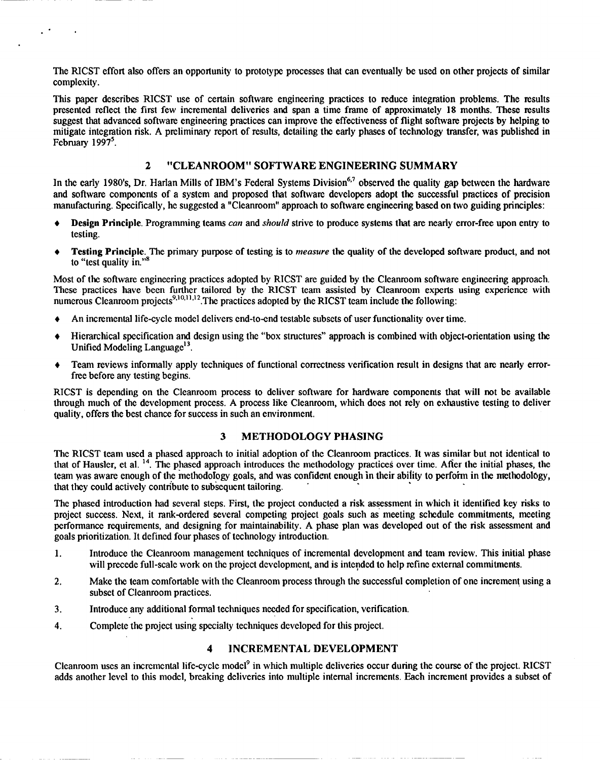The RICST effort also offers an opportunity to prototype processes that can eventually be used on other projects of similar complexity.

This paper describes RICST use of certain software engineering practices to reduce integration problems. The results presented reflect the first few incremental deliveries and span a time frame of approximately 18 months. These results suggest that advanced software engineering practices can improve the effectiveness of flight software projects by helping to mitigate integration risk. A preliminary report of results, detailing the early phases of technology transfer, was published in February 1997[5].

## 2 "CLEANROOM" SOFTWARE ENGINEERING SUMMARY

In the early 1980's, Dr. Harlan Mills of IBM's Federal Systems Division[6,7] observed the quality gap between the hardware and software components of a system and proposed that software developers adopt the successful practices of precision manufacturing. Specifically, he suggested a "Cleanroom" approach to software engineering based on two guiding principles:

- **Design Principle**. Programming teams *can* and *should* strive to produce systems that are nearly error-free upon entry to testing.
- **Testing Principle**. The primary purpose of testing is to *measure* the quality of the developed software product, and not to "test quality in."[8]

Most of the software engineering practices adopted by RICST are guided by the Cleanroom software engineering approach. These practices have been further tailored by the RICST team assisted by Cleanroom experts using experience with numerous Cleanroom projects[9,10,11,12]. The practices adopted by the RICST team include the following:

- An incremental life-cycle model delivers end-to-end testable subsets of user functionality over time.
- Hierarchical specification and design using the "box structures" approach is combined with object-orientation using the Unified Modeling Language[13].
- Team reviews informally apply techniques of functional correctness verification result in designs that are nearly error-free before any testing begins.

RICST is depending on the Cleanroom process to deliver software for hardware components that will not be available through much of the development process. A process like Cleanroom, which does not rely on exhaustive testing to deliver quality, offers the best chance for success in such an environment.

## 3 METHODOLOGY PHASING

The RICST team used a phased approach to initial adoption of the Cleanroom practices. It was similar but not identical to that of Hausler, et al. [14]. The phased approach introduces the methodology practices over time. After the initial phases, the team was aware enough of the methodology goals, and was confident enough in their ability to perform in the methodology, that they could actively contribute to subsequent tailoring.

The phased introduction had several steps. First, the project conducted a risk assessment in which it identified key risks to project success. Next, it rank-ordered several competing project goals such as meeting schedule commitments, meeting performance requirements, and designing for maintainability. A phase plan was developed out of the risk assessment and goals prioritization. It defined four phases of technology introduction.

1. Introduce the Cleanroom management techniques of incremental development and team review. This initial phase will precede full-scale work on the project development, and is intended to help refine external commitments.
2. Make the team comfortable with the Cleanroom process through the successful completion of one increment using a subset of Cleanroom practices.
3. Introduce any additional formal techniques needed for specification, verification.
4. Complete the project using specialty techniques developed for this project.

## 4 INCREMENTAL DEVELOPMENT

Cleanroom uses an incremental life-cycle model[9] in which multiple deliveries occur during the course of the project. RICST adds another level to this model, breaking deliveries into multiple internal increments. Each increment provides a subset of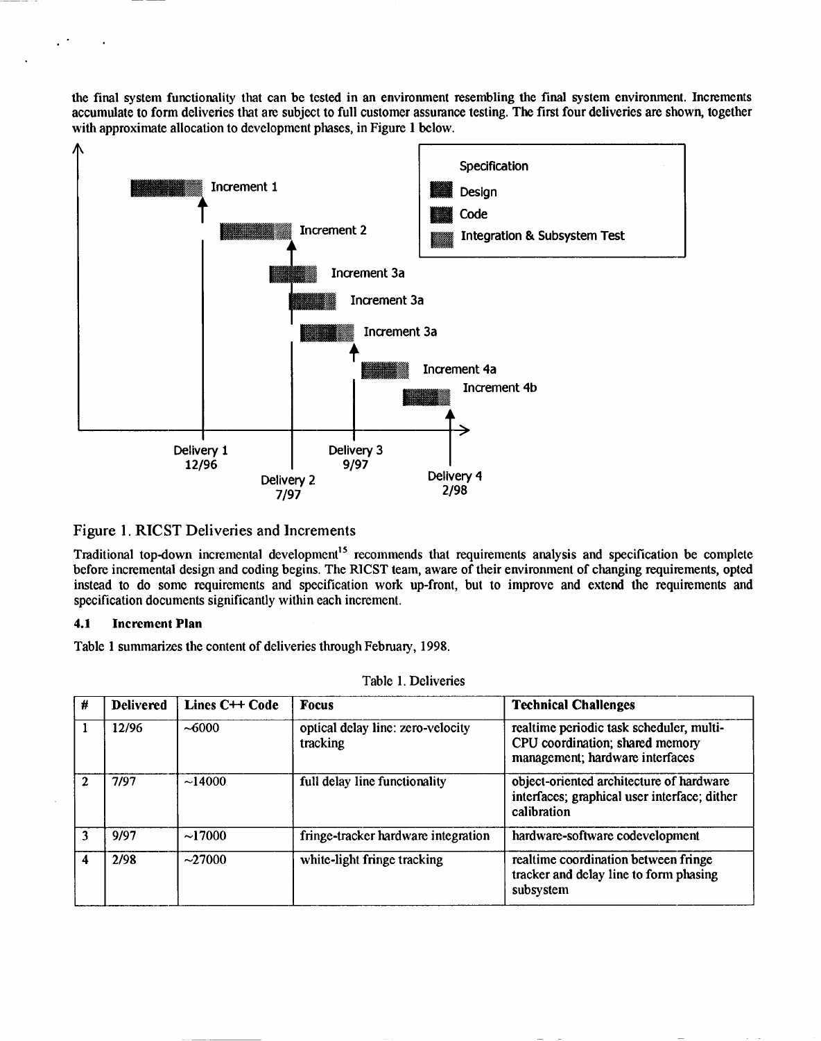the final system functionality that can be tested in an environment resembling the final system environment. Increments accumulate to form deliveries that are subject to full customer assurance testing. The first four deliveries are shown, together with approximate allocation to development phases, in Figure 1 below.

Figure 1. RICST Deliveries and Increments

Traditional top-down incremental development[15] recommends that requirements analysis and specification be complete before incremental design and coding begins. The RICST team, aware of their environment of changing requirements, opted instead to do some requirements and specification work up-front, but to improve and extend the requirements and specification documents significantly within each increment.

### 4.1 Increment Plan

Table 1 summarizes the content of deliveries through February, 1998.

Table 1. Deliveries

| # | Delivered | Lines C++ Code | Focus | Technical Challenges |
|---|---|---|---|---|
| 1 | 12/96 | ~6000 | optical delay line: zero-velocity tracking | realtime periodic task scheduler, multi-CPU coordination; shared memory management; hardware interfaces |
| 2 | 7/97 | ~14000 | full delay line functionality | object-oriented architecture of hardware interfaces; graphical user interface; dither calibration |
| 3 | 9/97 | ~17000 | fringe-tracker hardware integration | hardware-software codevelopment |
| 4 | 2/98 | ~27000 | white-light fringe tracking | realtime coordination between fringe tracker and delay line to form phasing subsystem |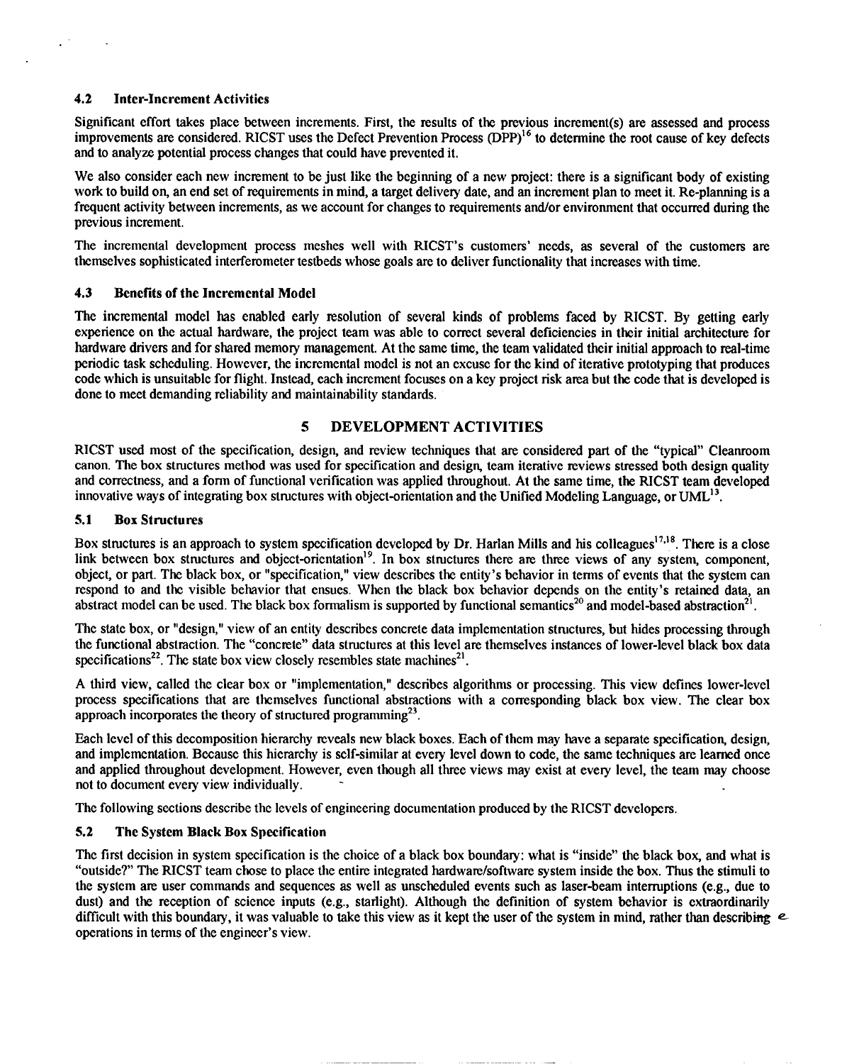### 4.2 Inter-Increment Activities

Significant effort takes place between increments. First, the results of the previous increment(s) are assessed and process improvements are considered. RICST uses the Defect Prevention Process (DPP)[16] to determine the root cause of key defects and to analyze potential process changes that could have prevented it.

We also consider each new increment to be just like the beginning of a new project: there is a significant body of existing work to build on, an end set of requirements in mind, a target delivery date, and an increment plan to meet it. Re-planning is a frequent activity between increments, as we account for changes to requirements and/or environment that occurred during the previous increment.

The incremental development process meshes well with RICST's customers' needs, as several of the customers are themselves sophisticated interferometer testbeds whose goals are to deliver functionality that increases with time.

### 4.3 Benefits of the Incremental Model

The incremental model has enabled early resolution of several kinds of problems faced by RICST. By getting early experience on the actual hardware, the project team was able to correct several deficiencies in their initial architecture for hardware drivers and for shared memory management. At the same time, the team validated their initial approach to real-time periodic task scheduling. However, the incremental model is not an excuse for the kind of iterative prototyping that produces code which is unsuitable for flight. Instead, each increment focuses on a key project risk area but the code that is developed is done to meet demanding reliability and maintainability standards.

## 5 DEVELOPMENT ACTIVITIES

RICST used most of the specification, design, and review techniques that are considered part of the "typical" Cleanroom canon. The box structures method was used for specification and design, team iterative reviews stressed both design quality and correctness, and a form of functional verification was applied throughout. At the same time, the RICST team developed innovative ways of integrating box structures with object-orientation and the Unified Modeling Language, or UML[13].

### 5.1 Box Structures

Box structures is an approach to system specification developed by Dr. Harlan Mills and his colleagues[17,18]. There is a close link between box structures and object-orientation[19]. In box structures there are three views of any system, component, object, or part. The black box, or "specification," view describes the entity's behavior in terms of events that the system can respond to and the visible behavior that ensues. When the black box behavior depends on the entity's retained data, an abstract model can be used. The black box formalism is supported by functional semantics[20] and model-based abstraction[21].

The state box, or "design," view of an entity describes concrete data implementation structures, but hides processing through the functional abstraction. The "concrete" data structures at this level are themselves instances of lower-level black box data specifications[22]. The state box view closely resembles state machines[21].

A third view, called the clear box or "implementation," describes algorithms or processing. This view defines lower-level process specifications that are themselves functional abstractions with a corresponding black box view. The clear box approach incorporates the theory of structured programming[23].

Each level of this decomposition hierarchy reveals new black boxes. Each of them may have a separate specification, design, and implementation. Because this hierarchy is self-similar at every level down to code, the same techniques are learned once and applied throughout development. However, even though all three views may exist at every level, the team may choose not to document every view individually.

The following sections describe the levels of engineering documentation produced by the RICST developers.

### 5.2 The System Black Box Specification

The first decision in system specification is the choice of a black box boundary: what is "inside" the black box, and what is "outside?" The RICST team chose to place the entire integrated hardware/software system inside the box. Thus the stimuli to the system are user commands and sequences as well as unscheduled events such as laser-beam interruptions (e.g., due to dust) and the reception of science inputs (e.g., starlight). Although the definition of system behavior is extraordinarily difficult with this boundary, it was valuable to take this view as it kept the user of the system in mind, rather than describing operations in terms of the engineer's view.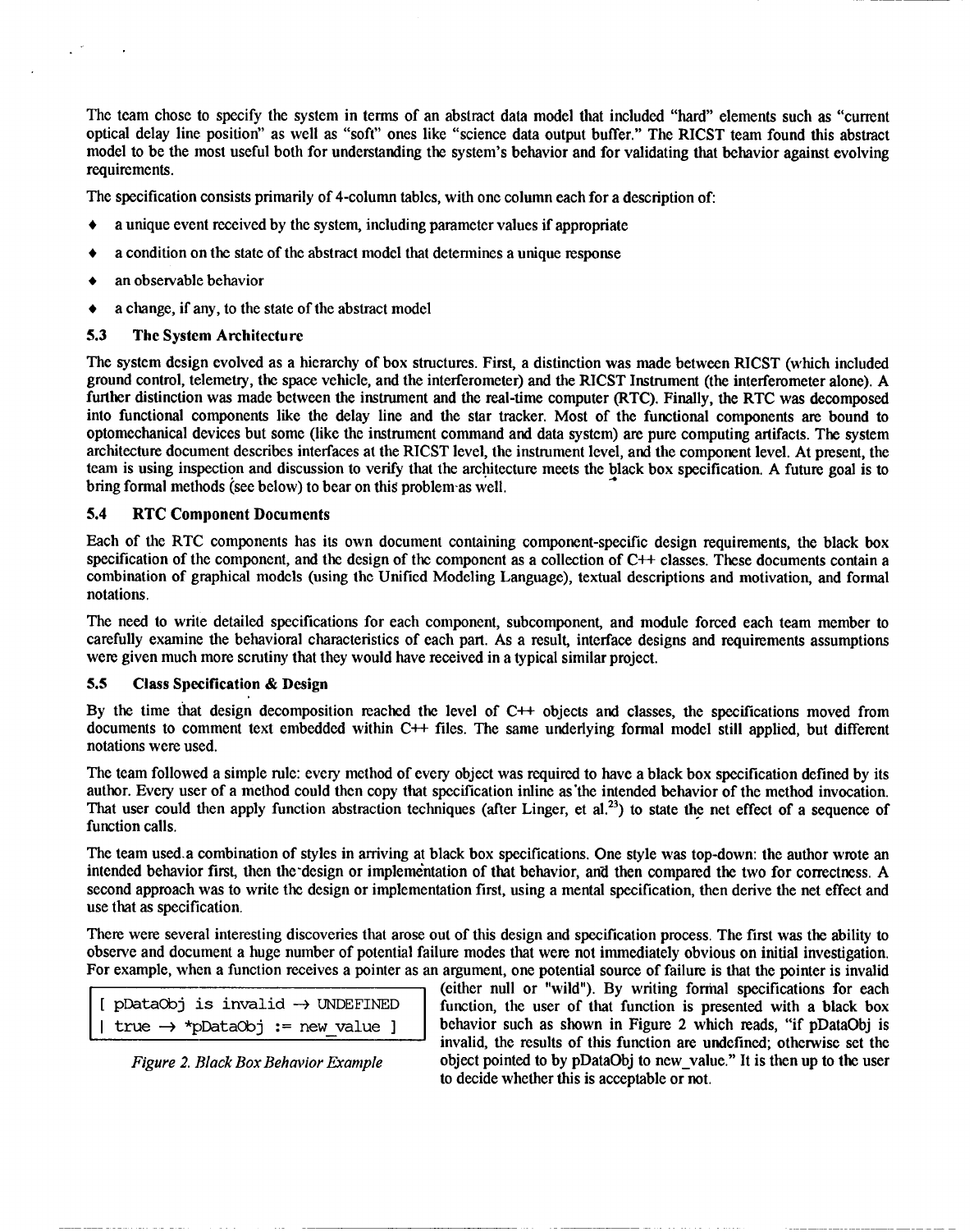The team chose to specify the system in terms of an abstract data model that included "hard" elements such as "current optical delay line position" as well as "soft" ones like "science data output buffer." The RICST team found this abstract model to be the most useful both for understanding the system's behavior and for validating that behavior against evolving requirements.

The specification consists primarily of 4-column tables, with one column each for a description of:

- a unique event received by the system, including parameter values if appropriate
- a condition on the state of the abstract model that determines a unique response
- an observable behavior
- a change, if any, to the state of the abstract model

### 5.3 The System Architecture

The system design evolved as a hierarchy of box structures. First, a distinction was made between RICST (which included ground control, telemetry, the space vehicle, and the interferometer) and the RICST Instrument (the interferometer alone). A further distinction was made between the instrument and the real-time computer (RTC). Finally, the RTC was decomposed into functional components like the delay line and the star tracker. Most of the functional components are bound to optomechanical devices but some (like the instrument command and data system) are pure computing artifacts. The system architecture document describes interfaces at the RICST level, the instrument level, and the component level. At present, the team is using inspection and discussion to verify that the architecture meets the black box specification. A future goal is to bring formal methods (see below) to bear on this problem as well.

### 5.4 RTC Component Documents

Each of the RTC components has its own document containing component-specific design requirements, the black box specification of the component, and the design of the component as a collection of C++ classes. These documents contain a combination of graphical models (using the Unified Modeling Language), textual descriptions and motivation, and formal notations.

The need to write detailed specifications for each component, subcomponent, and module forced each team member to carefully examine the behavioral characteristics of each part. As a result, interface designs and requirements assumptions were given much more scrutiny that they would have received in a typical similar project.

### 5.5 Class Specification & Design

By the time that design decomposition reached the level of C++ objects and classes, the specifications moved from documents to comment text embedded within C++ files. The same underlying formal model still applied, but different notations were used.

The team followed a simple rule: every method of every object was required to have a black box specification defined by its author. Every user of a method could then copy that specification inline as the intended behavior of the method invocation. That user could then apply function abstraction techniques (after Linger, et al.[23]) to state the net effect of a sequence of function calls.

The team used a combination of styles in arriving at black box specifications. One style was top-down: the author wrote an intended behavior first, then the design or implementation of that behavior, and then compared the two for correctness. A second approach was to write the design or implementation first, using a mental specification, then derive the net effect and use that as specification.

There were several interesting discoveries that arose out of this design and specification process. The first was the ability to observe and document a huge number of potential failure modes that were not immediately obvious on initial investigation. For example, when a function receives a pointer as an argument, one potential source of failure is that the pointer is invalid (either null or "wild"). By writing formal specifications for each function, the user of that function is presented with a black box behavior such as shown in Figure 2 which reads, "if pDataObj is invalid, the results of this function are undefined; otherwise set the object pointed to by pDataObj to new_value." It is then up to the user to decide whether this is acceptable or not.

```
[ pDataObj is invalid → UNDEFINED
| true → *pDataObj := new_value ]
```

*Figure 2. Black Box Behavior Example*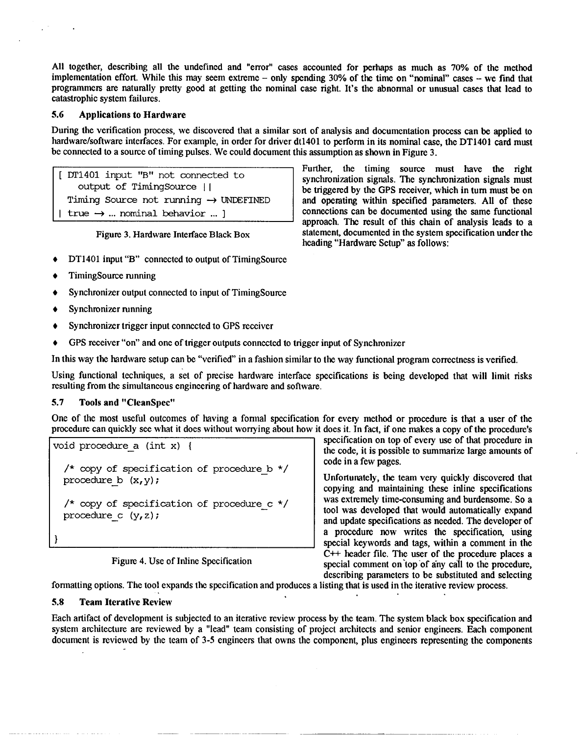All together, describing all the undefined and "error" cases accounted for perhaps as much as 70% of the method implementation effort. While this may seem extreme – only spending 30% of the time on "nominal" cases – we find that programmers are naturally pretty good at getting the nominal case right. It's the abnormal or unusual cases that lead to catastrophic system failures.

### 5.6 Applications to Hardware

During the verification process, we discovered that a similar sort of analysis and documentation process can be applied to hardware/software interfaces. For example, in order for driver dt1401 to perform in its nominal case, the DT1401 card must be connected to a source of timing pulses. We could document this assumption as shown in Figure 3.

```
[ DT1401 input "B" not connected to
    output of TimingSource ||
  Timing Source not running → UNDEFINED
| true → ... nominal behavior ... ]
```

Figure 3. Hardware Interface Black Box

Further, the timing source must have the right synchronization signals. The synchronization signals must be triggered by the GPS receiver, which in turn must be on and operating within specified parameters. All of these connections can be documented using the same functional approach. The result of this chain of analysis leads to a statement, documented in the system specification under the heading "Hardware Setup" as follows:

- DT1401 input "B" connected to output of TimingSource
- TimingSource running
- Synchronizer output connected to input of TimingSource
- Synchronizer running
- Synchronizer trigger input connected to GPS receiver
- GPS receiver "on" and one of trigger outputs connected to trigger input of Synchronizer

In this way the hardware setup can be "verified" in a fashion similar to the way functional program correctness is verified.

Using functional techniques, a set of precise hardware interface specifications is being developed that will limit risks resulting from the simultaneous engineering of hardware and software.

### 5.7 Tools and "CleanSpec"

One of the most useful outcomes of having a formal specification for every method or procedure is that a user of the procedure can quickly see what it does without worrying about how it does it. In fact, if one makes a copy of the procedure's specification on top of every use of that procedure in the code, it is possible to summarize large amounts of code in a few pages.

```
void procedure_a (int x) {

  /* copy of specification of procedure_b */
  procedure_b (x,y);

  /* copy of specification of procedure_c */
  procedure_c (y,z);

}
```

Figure 4. Use of Inline Specification

Unfortunately, the team very quickly discovered that copying and maintaining these inline specifications was extremely time-consuming and burdensome. So a tool was developed that would automatically expand and update specifications as needed. The developer of a procedure now writes the specification, using special keywords and tags, within a comment in the C++ header file. The user of the procedure places a special comment on top of any call to the procedure, describing parameters to be substituted and selecting formatting options. The tool expands the specification and produces a listing that is used in the iterative review process.

### 5.8 Team Iterative Review

Each artifact of development is subjected to an iterative review process by the team. The system black box specification and system architecture are reviewed by a "lead" team consisting of project architects and senior engineers. Each component document is reviewed by the team of 3-5 engineers that owns the component, plus engineers representing the components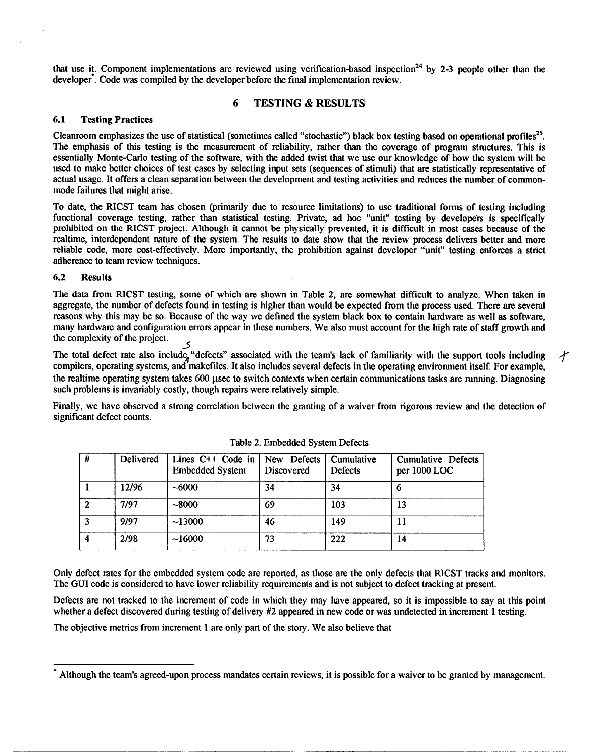that use it. Component implementations are reviewed using verification-based inspection[24] by 2-3 people other than the developer*. Code was compiled by the developer before the final implementation review.

# 6 TESTING & RESULTS

## 6.1 Testing Practices

Cleanroom emphasizes the use of statistical (sometimes called "stochastic") black box testing based on operational profiles[25]. The emphasis of this testing is the measurement of reliability, rather than the coverage of program structures. This is essentially Monte-Carlo testing of the software, with the added twist that we use our knowledge of how the system will be used to make better choices of test cases by selecting input sets (sequences of stimuli) that are statistically representative of actual usage. It offers a clean separation between the development and testing activities and reduces the number of common-mode failures that might arise.

To date, the RICST team has chosen (primarily due to resource limitations) to use traditional forms of testing including functional coverage testing, rather than statistical testing. Private, ad hoc "unit" testing by developers is specifically prohibited on the RICST project. Although it cannot be physically prevented, it is difficult in most cases because of the realtime, interdependent nature of the system. The results to date show that the review process delivers better and more reliable code, more cost-effectively. More importantly, the prohibition against developer "unit" testing enforces a strict adherence to team review techniques.

## 6.2 Results

The data from RICST testing, some of which are shown in Table 2, are somewhat difficult to analyze. When taken in aggregate, the number of defects found in testing is higher than would be expected from the process used. There are several reasons why this may be so. Because of the way we defined the system black box to contain hardware as well as software, many hardware and configuration errors appear in these numbers. We also must account for the high rate of staff growth and the complexity of the project.

The total defect rate also includes "defects" associated with the team's lack of familiarity with the support tools including compilers, operating systems, and makefiles. It also includes several defects in the operating environment itself. For example, the realtime operating system takes 600 μsec to switch contexts when certain communications tasks are running. Diagnosing such problems is invariably costly, though repairs were relatively simple.

Finally, we have observed a strong correlation between the granting of a waiver from rigorous review and the detection of significant defect counts.

Table 2. Embedded System Defects

| # | Delivered | Lines C++ Code in Embedded System | New Defects Discovered | Cumulative Defects | Cumulative Defects per 1000 LOC |
|---|---|---|---|---|---|
| 1 | 12/96 | ~6000 | 34 | 34 | 6 |
| 2 | 7/97 | ~8000 | 69 | 103 | 13 |
| 3 | 9/97 | ~13000 | 46 | 149 | 11 |
| 4 | 2/98 | ~16000 | 73 | 222 | 14 |

Only defect rates for the embedded system code are reported, as those are the only defects that RICST tracks and monitors. The GUI code is considered to have lower reliability requirements and is not subject to defect tracking at present.

Defects are not tracked to the increment of code in which they may have appeared, so it is impossible to say at this point whether a defect discovered during testing of delivery #2 appeared in new code or was undetected in increment 1 testing.

The objective metrics from increment 1 are only part of the story. We also believe that

* Although the team's agreed-upon process mandates certain reviews, it is possible for a waiver to be granted by management.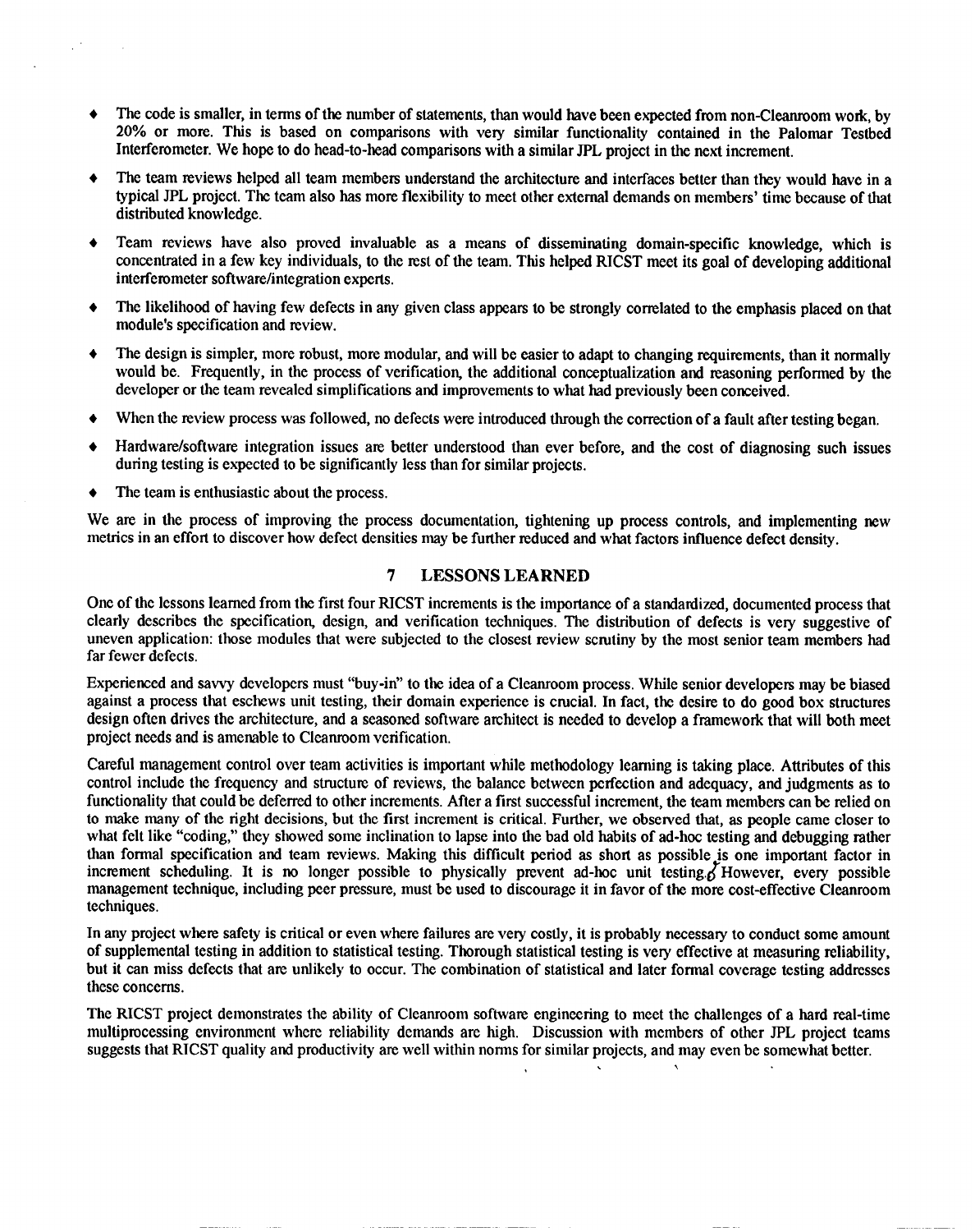- The code is smaller, in terms of the number of statements, than would have been expected from non-Cleanroom work, by 20% or more. This is based on comparisons with very similar functionality contained in the Palomar Testbed Interferometer. We hope to do head-to-head comparisons with a similar JPL project in the next increment.
- The team reviews helped all team members understand the architecture and interfaces better than they would have in a typical JPL project. The team also has more flexibility to meet other external demands on members' time because of that distributed knowledge.
- Team reviews have also proved invaluable as a means of disseminating domain-specific knowledge, which is concentrated in a few key individuals, to the rest of the team. This helped RICST meet its goal of developing additional interferometer software/integration experts.
- The likelihood of having few defects in any given class appears to be strongly correlated to the emphasis placed on that module's specification and review.
- The design is simpler, more robust, more modular, and will be easier to adapt to changing requirements, than it normally would be. Frequently, in the process of verification, the additional conceptualization and reasoning performed by the developer or the team revealed simplifications and improvements to what had previously been conceived.
- When the review process was followed, no defects were introduced through the correction of a fault after testing began.
- Hardware/software integration issues are better understood than ever before, and the cost of diagnosing such issues during testing is expected to be significantly less than for similar projects.
- The team is enthusiastic about the process.

We are in the process of improving the process documentation, tightening up process controls, and implementing new metrics in an effort to discover how defect densities may be further reduced and what factors influence defect density.

## 7 LESSONS LEARNED

One of the lessons learned from the first four RICST increments is the importance of a standardized, documented process that clearly describes the specification, design, and verification techniques. The distribution of defects is very suggestive of uneven application: those modules that were subjected to the closest review scrutiny by the most senior team members had far fewer defects.

Experienced and savvy developers must "buy-in" to the idea of a Cleanroom process. While senior developers may be biased against a process that eschews unit testing, their domain experience is crucial. In fact, the desire to do good box structures design often drives the architecture, and a seasoned software architect is needed to develop a framework that will both meet project needs and is amenable to Cleanroom verification.

Careful management control over team activities is important while methodology learning is taking place. Attributes of this control include the frequency and structure of reviews, the balance between perfection and adequacy, and judgments as to functionality that could be deferred to other increments. After a first successful increment, the team members can be relied on to make many of the right decisions, but the first increment is critical. Further, we observed that, as people came closer to what felt like "coding," they showed some inclination to lapse into the bad old habits of ad-hoc testing and debugging rather than formal specification and team reviews. Making this difficult period as short as possible is one important factor in increment scheduling. It is no longer possible to physically prevent ad-hoc unit testing. However, every possible management technique, including peer pressure, must be used to discourage it in favor of the more cost-effective Cleanroom techniques.

In any project where safety is critical or even where failures are very costly, it is probably necessary to conduct some amount of supplemental testing in addition to statistical testing. Thorough statistical testing is very effective at measuring reliability, but it can miss defects that are unlikely to occur. The combination of statistical and later formal coverage testing addresses these concerns.

The RICST project demonstrates the ability of Cleanroom software engineering to meet the challenges of a hard real-time multiprocessing environment where reliability demands are high. Discussion with members of other JPL project teams suggests that RICST quality and productivity are well within norms for similar projects, and may even be somewhat better.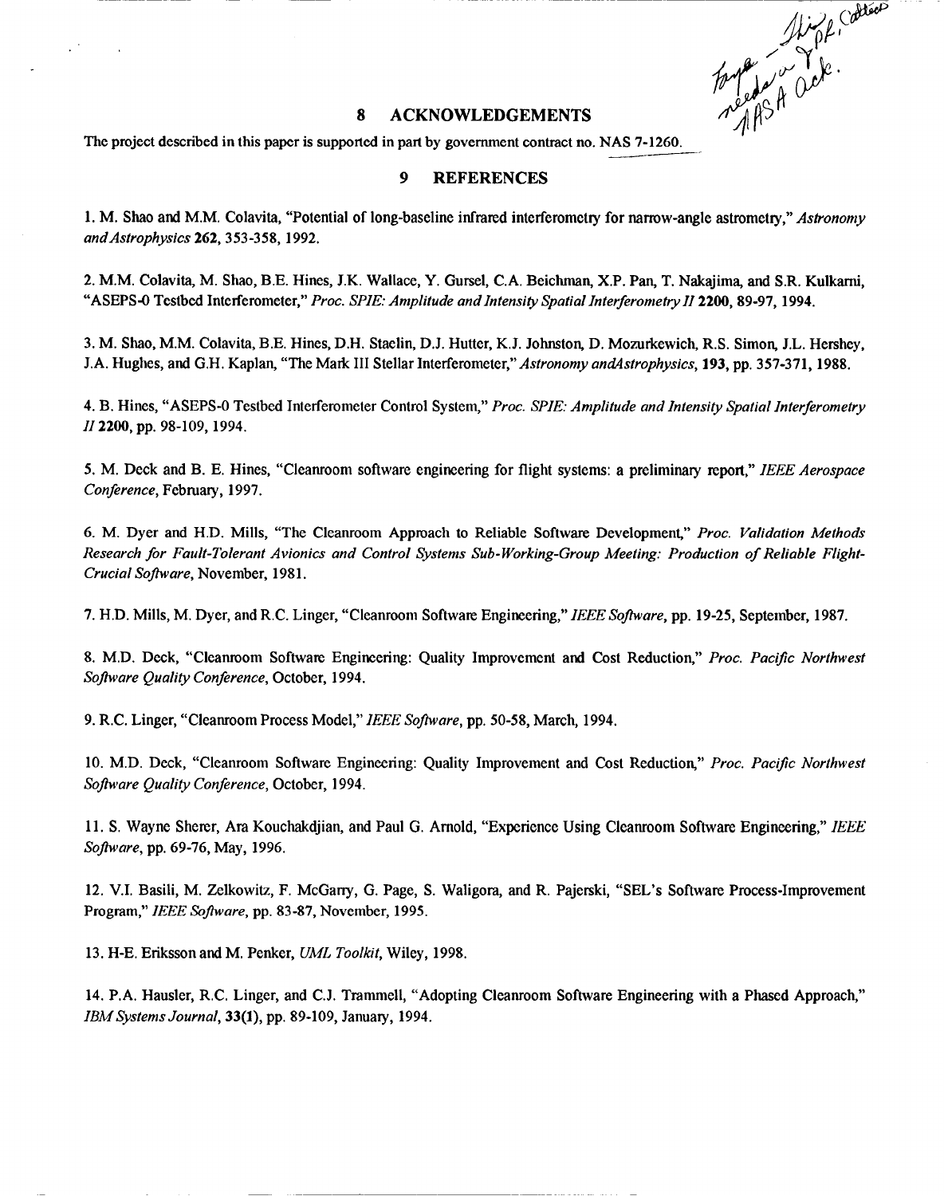## 8 ACKNOWLEDGEMENTS

The project described in this paper is supported in part by government contract no. NAS 7-1260.

## 9 REFERENCES

1. M. Shao and M.M. Colavita, "Potential of long-baseline infrared interferometry for narrow-angle astrometry," *Astronomy and Astrophysics* **262**, 353-358, 1992.

2. M.M. Colavita, M. Shao, B.E. Hines, J.K. Wallace, Y. Gursel, C.A. Beichman, X.P. Pan, T. Nakajima, and S.R. Kulkarni, "ASEPS-0 Testbed Interferometer," *Proc. SPIE: Amplitude and Intensity Spatial Interferometry II* **2200**, 89-97, 1994.

3. M. Shao, M.M. Colavita, B.E. Hines, D.H. Staelin, D.J. Hutter, K.J. Johnston, D. Mozurkewich, R.S. Simon, J.L. Hershey, J.A. Hughes, and G.H. Kaplan, "The Mark III Stellar Interferometer," *Astronomy andAstrophysics*, **193**, pp. 357-371, 1988.

4. B. Hines, "ASEPS-0 Testbed Interferometer Control System," *Proc. SPIE: Amplitude and Intensity Spatial Interferometry II* **2200**, pp. 98-109, 1994.

5. M. Deck and B. E. Hines, "Cleanroom software engineering for flight systems: a preliminary report," *IEEE Aerospace Conference*, February, 1997.

6. M. Dyer and H.D. Mills, "The Cleanroom Approach to Reliable Software Development," *Proc. Validation Methods Research for Fault-Tolerant Avionics and Control Systems Sub-Working-Group Meeting: Production of Reliable Flight-Crucial Software*, November, 1981.

7. H.D. Mills, M. Dyer, and R.C. Linger, "Cleanroom Software Engineering," *IEEE Software*, pp. 19-25, September, 1987.

8. M.D. Deck, "Cleanroom Software Engineering: Quality Improvement and Cost Reduction," *Proc. Pacific Northwest Software Quality Conference*, October, 1994.

9. R.C. Linger, "Cleanroom Process Model," *IEEE Software*, pp. 50-58, March, 1994.

10. M.D. Deck, "Cleanroom Software Engineering: Quality Improvement and Cost Reduction," *Proc. Pacific Northwest Software Quality Conference*, October, 1994.

11. S. Wayne Sherer, Ara Kouchakdjian, and Paul G. Arnold, "Experience Using Cleanroom Software Engineering," *IEEE Software*, pp. 69-76, May, 1996.

12. V.I. Basili, M. Zelkowitz, F. McGarry, G. Page, S. Waligora, and R. Pajerski, "SEL's Software Process-Improvement Program," *IEEE Software*, pp. 83-87, November, 1995.

13. H-E. Eriksson and M. Penker, *UML Toolkit*, Wiley, 1998.

14. P.A. Hausler, R.C. Linger, and C.J. Trammell, "Adopting Cleanroom Software Engineering with a Phased Approach," *IBM Systems Journal*, **33(1)**, pp. 89-109, January, 1994.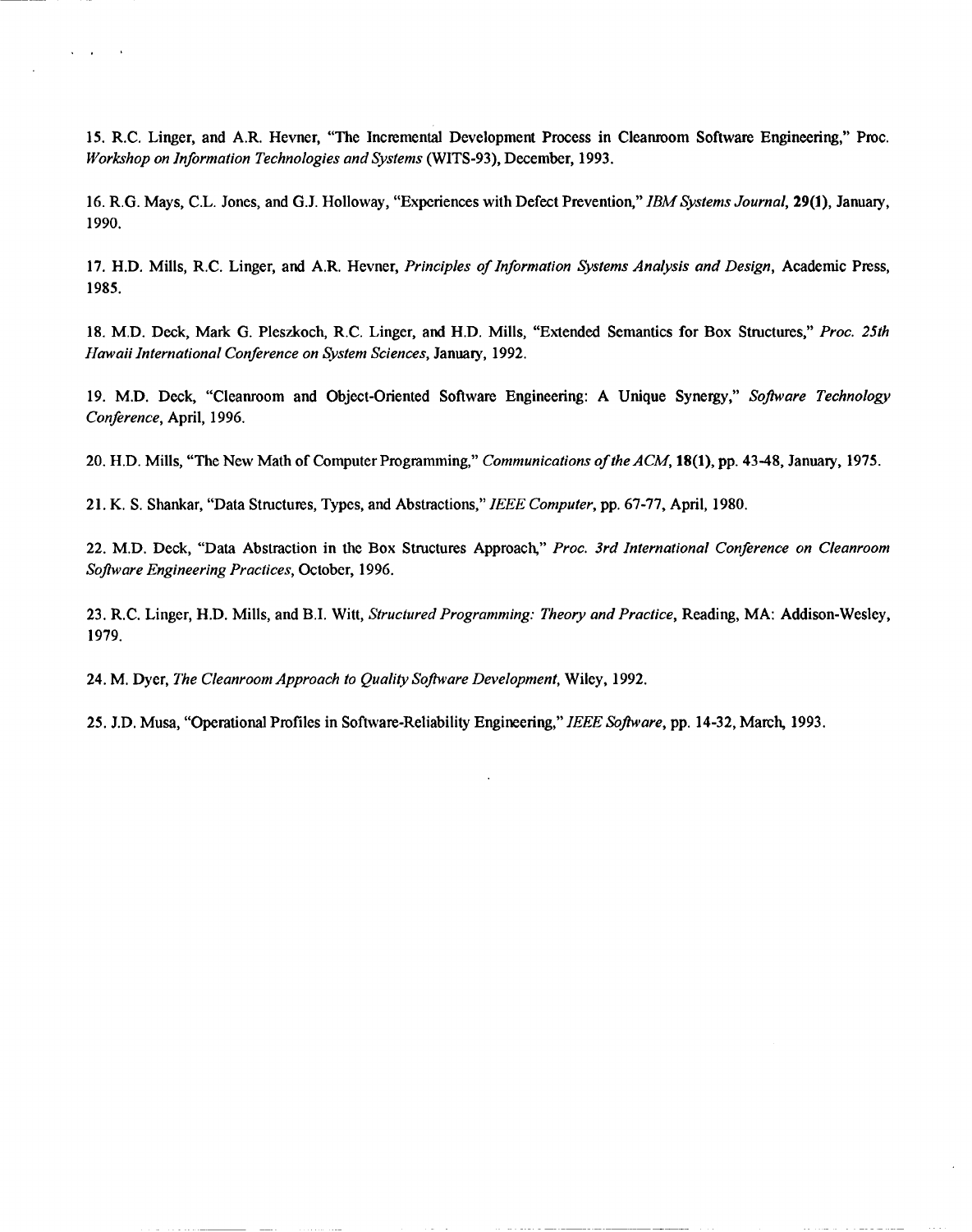15. R.C. Linger, and A.R. Hevner, "The Incremental Development Process in Cleanroom Software Engineering," Proc. *Workshop on Information Technologies and Systems* (WITS-93), December, 1993.

16. R.G. Mays, C.L. Jones, and G.J. Holloway, "Experiences with Defect Prevention," *IBM Systems Journal*, **29(1)**, January, 1990.

17. H.D. Mills, R.C. Linger, and A.R. Hevner, *Principles of Information Systems Analysis and Design*, Academic Press, 1985.

18. M.D. Deck, Mark G. Pleszkoch, R.C. Linger, and H.D. Mills, "Extended Semantics for Box Structures," *Proc. 25th Hawaii International Conference on System Sciences*, January, 1992.

19. M.D. Deck, "Cleanroom and Object-Oriented Software Engineering: A Unique Synergy," *Software Technology Conference*, April, 1996.

20. H.D. Mills, "The New Math of Computer Programming," *Communications of the ACM*, **18(1)**, pp. 43-48, January, 1975.

21. K. S. Shankar, "Data Structures, Types, and Abstractions," *IEEE Computer*, pp. 67-77, April, 1980.

22. M.D. Deck, "Data Abstraction in the Box Structures Approach," *Proc. 3rd International Conference on Cleanroom Software Engineering Practices*, October, 1996.

23. R.C. Linger, H.D. Mills, and B.I. Witt, *Structured Programming: Theory and Practice*, Reading, MA: Addison-Wesley, 1979.

24. M. Dyer, *The Cleanroom Approach to Quality Software Development*, Wiley, 1992.

25. J.D. Musa, "Operational Profiles in Software-Reliability Engineering," *IEEE Software*, pp. 14-32, March, 1993.